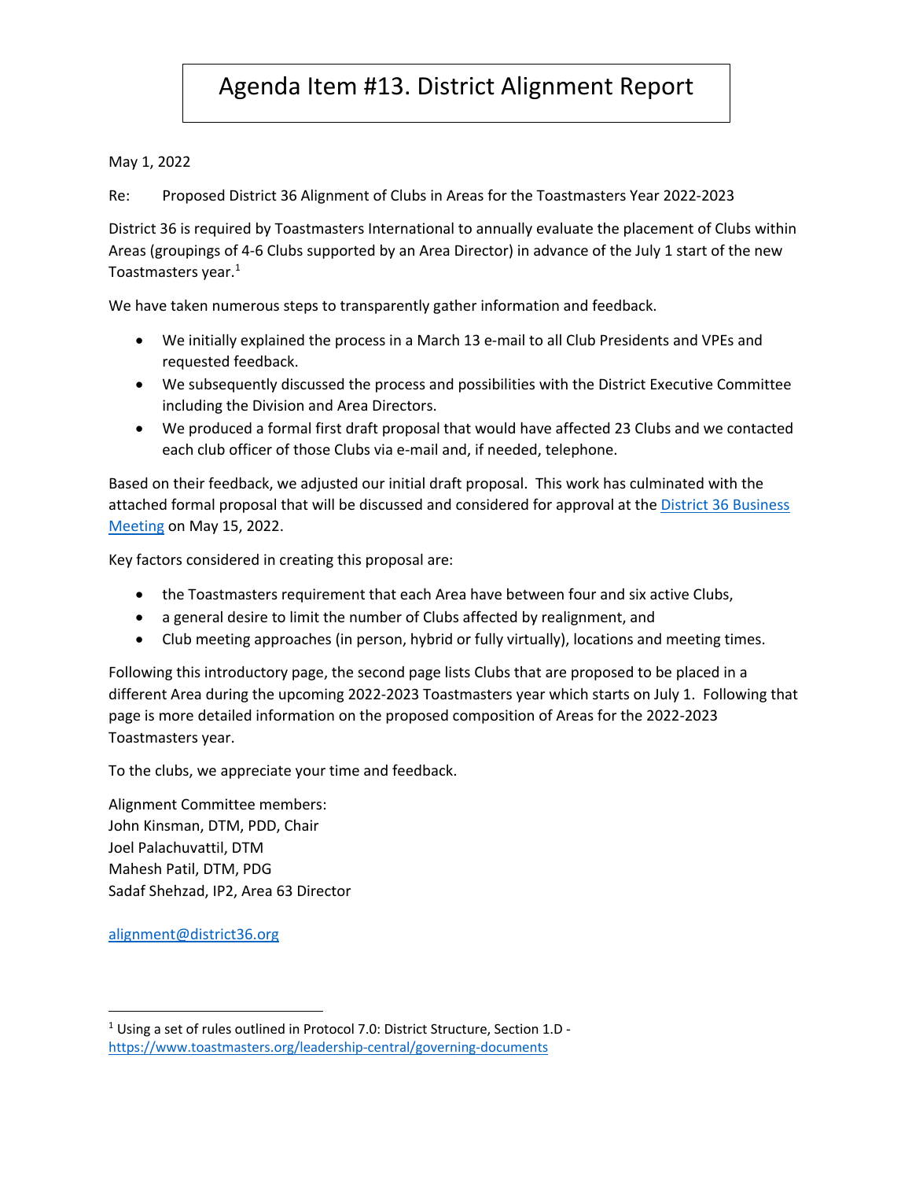# Agenda Item #13. District Alignment Report

May 1, 2022

Re: Proposed District 36 Alignment of Clubs in Areas for the Toastmasters Year 2022-2023

District 36 is required by Toastmasters International to annually evaluate the placement of Clubs within Areas (groupings of 4-6 Clubs supported by an Area Director) in advance of the July 1 start of the new Toastmasters year.[1]

We have taken numerous steps to transparently gather information and feedback.

- We initially explained the process in a March 13 e-mail to all Club Presidents and VPEs and requested feedback.
- We subsequently discussed the process and possibilities with the District Executive Committee including the Division and Area Directors.
- We produced a formal first draft proposal that would have affected 23 Clubs and we contacted each club officer of those Clubs via e-mail and, if needed, telephone.

Based on their feedback, we adjusted our initial draft proposal. This work has culminated with the attached formal proposal that will be discussed and considered for approval at the District 36 Business Meeting on May 15, 2022.

Key factors considered in creating this proposal are:

- the Toastmasters requirement that each Area have between four and six active Clubs,
- a general desire to limit the number of Clubs affected by realignment, and
- Club meeting approaches (in person, hybrid or fully virtually), locations and meeting times.

Following this introductory page, the second page lists Clubs that are proposed to be placed in a different Area during the upcoming 2022-2023 Toastmasters year which starts on July 1. Following that page is more detailed information on the proposed composition of Areas for the 2022-2023 Toastmasters year.

To the clubs, we appreciate your time and feedback.

Alignment Committee members:
John Kinsman, DTM, PDD, Chair
Joel Palachuvattil, DTM
Mahesh Patil, DTM, PDG
Sadaf Shehzad, IP2, Area 63 Director

alignment@district36.org

---

[1] Using a set of rules outlined in Protocol 7.0: District Structure, Section 1.D - https://www.toastmasters.org/leadership-central/governing-documents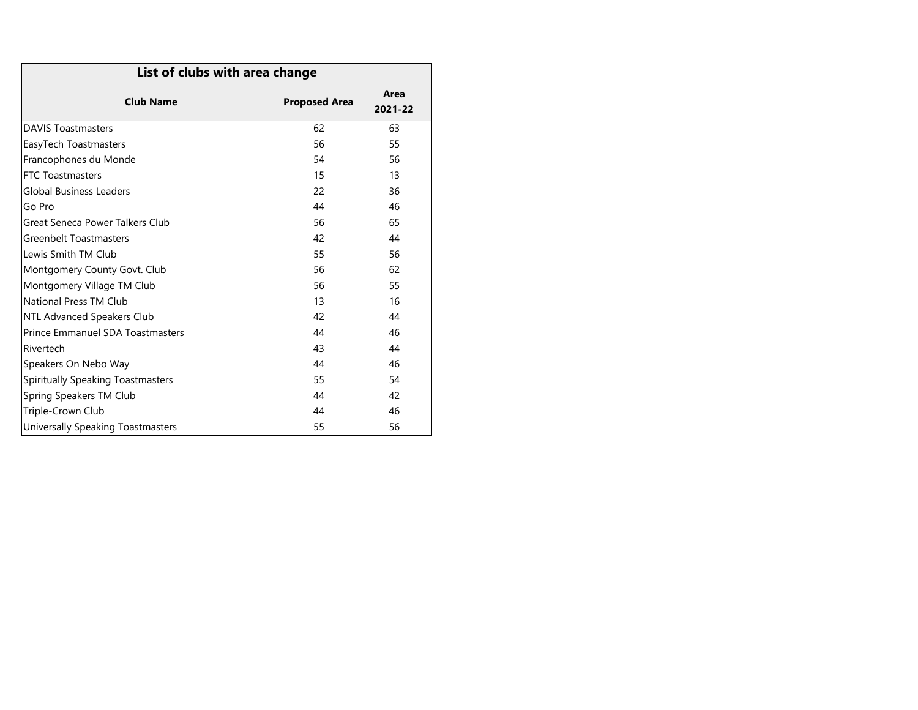| List of clubs with area change | | |
|---|---|---|
| **Club Name** | **Proposed Area** | **Area 2021-22** |
| DAVIS Toastmasters | 62 | 63 |
| EasyTech Toastmasters | 56 | 55 |
| Francophones du Monde | 54 | 56 |
| FTC Toastmasters | 15 | 13 |
| Global Business Leaders | 22 | 36 |
| Go Pro | 44 | 46 |
| Great Seneca Power Talkers Club | 56 | 65 |
| Greenbelt Toastmasters | 42 | 44 |
| Lewis Smith TM Club | 55 | 56 |
| Montgomery County Govt. Club | 56 | 62 |
| Montgomery Village TM Club | 56 | 55 |
| National Press TM Club | 13 | 16 |
| NTL Advanced Speakers Club | 42 | 44 |
| Prince Emmanuel SDA Toastmasters | 44 | 46 |
| Rivertech | 43 | 44 |
| Speakers On Nebo Way | 44 | 46 |
| Spiritually Speaking Toastmasters | 55 | 54 |
| Spring Speakers TM Club | 44 | 42 |
| Triple-Crown Club | 44 | 46 |
| Universally Speaking Toastmasters | 55 | 56 |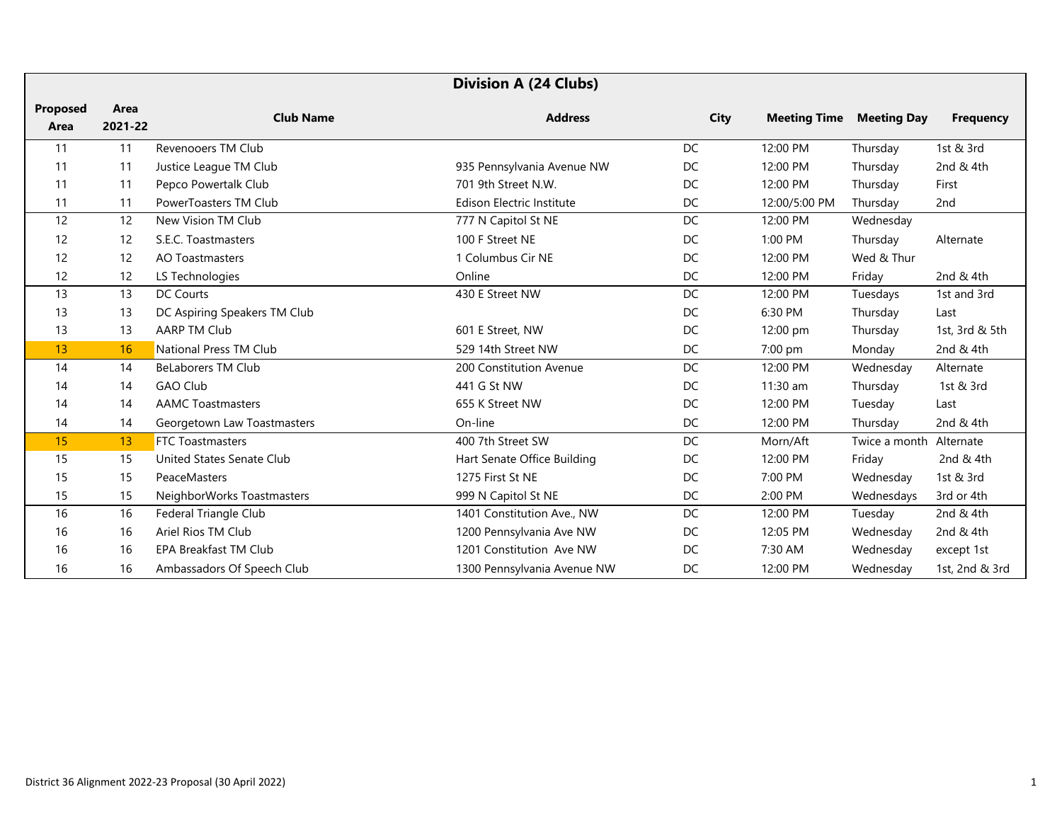| Division A (24 Clubs) | | | | | | | |
|---|---|---|---|---|---|---|---|
| **Proposed Area** | **Area 2021-22** | **Club Name** | **Address** | **City** | **Meeting Time** | **Meeting Day** | **Frequency** |
| 11 | 11 | Revenooers TM Club | | DC | 12:00 PM | Thursday | 1st & 3rd |
| 11 | 11 | Justice League TM Club | 935 Pennsylvania Avenue NW | DC | 12:00 PM | Thursday | 2nd & 4th |
| 11 | 11 | Pepco Powertalk Club | 701 9th Street N.W. | DC | 12:00 PM | Thursday | First |
| 11 | 11 | PowerToasters TM Club | Edison Electric Institute | DC | 12:00/5:00 PM | Thursday | 2nd |
| 12 | 12 | New Vision TM Club | 777 N Capitol St NE | DC | 12:00 PM | Wednesday | |
| 12 | 12 | S.E.C. Toastmasters | 100 F Street NE | DC | 1:00 PM | Thursday | Alternate |
| 12 | 12 | AO Toastmasters | 1 Columbus Cir NE | DC | 12:00 PM | Wed & Thur | |
| 12 | 12 | LS Technologies | Online | DC | 12:00 PM | Friday | 2nd & 4th |
| 13 | 13 | DC Courts | 430 E Street NW | DC | 12:00 PM | Tuesdays | 1st and 3rd |
| 13 | 13 | DC Aspiring Speakers TM Club | | DC | 6:30 PM | Thursday | Last |
| 13 | 13 | AARP TM Club | 601 E Street, NW | DC | 12:00 pm | Thursday | 1st, 3rd & 5th |
| 13 | 16 | National Press TM Club | 529 14th Street NW | DC | 7:00 pm | Monday | 2nd & 4th |
| 14 | 14 | BeLaborers TM Club | 200 Constitution Avenue | DC | 12:00 PM | Wednesday | Alternate |
| 14 | 14 | GAO Club | 441 G St NW | DC | 11:30 am | Thursday | 1st & 3rd |
| 14 | 14 | AAMC Toastmasters | 655 K Street NW | DC | 12:00 PM | Tuesday | Last |
| 14 | 14 | Georgetown Law Toastmasters | On-line | DC | 12:00 PM | Thursday | 2nd & 4th |
| 15 | 13 | FTC Toastmasters | 400 7th Street SW | DC | Morn/Aft | Twice a month | Alternate |
| 15 | 15 | United States Senate Club | Hart Senate Office Building | DC | 12:00 PM | Friday | 2nd & 4th |
| 15 | 15 | PeaceMasters | 1275 First St NE | DC | 7:00 PM | Wednesday | 1st & 3rd |
| 15 | 15 | NeighborWorks Toastmasters | 999 N Capitol St NE | DC | 2:00 PM | Wednesdays | 3rd or 4th |
| 16 | 16 | Federal Triangle Club | 1401 Constitution Ave., NW | DC | 12:00 PM | Tuesday | 2nd & 4th |
| 16 | 16 | Ariel Rios TM Club | 1200 Pennsylvania Ave NW | DC | 12:05 PM | Wednesday | 2nd & 4th |
| 16 | 16 | EPA Breakfast TM Club | 1201 Constitution Ave NW | DC | 7:30 AM | Wednesday | except 1st |
| 16 | 16 | Ambassadors Of Speech Club | 1300 Pennsylvania Avenue NW | DC | 12:00 PM | Wednesday | 1st, 2nd & 3rd |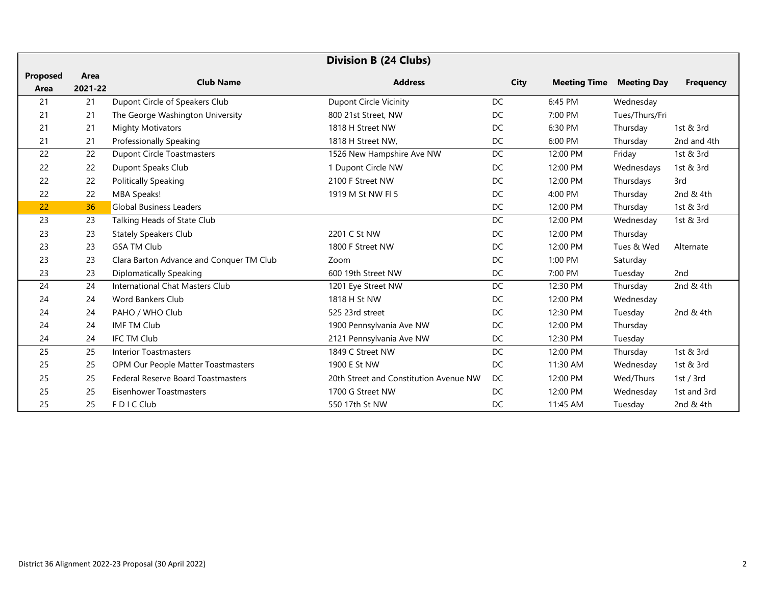| Division B (24 Clubs) | | | | | | | |
|---|---|---|---|---|---|---|---|
| **Proposed Area** | **Area 2021-22** | **Club Name** | **Address** | **City** | **Meeting Time** | **Meeting Day** | **Frequency** |
| 21 | 21 | Dupont Circle of Speakers Club | Dupont Circle Vicinity | DC | 6:45 PM | Wednesday | |
| 21 | 21 | The George Washington University | 800 21st Street, NW | DC | 7:00 PM | Tues/Thurs/Fri | |
| 21 | 21 | Mighty Motivators | 1818 H Street NW | DC | 6:30 PM | Thursday | 1st & 3rd |
| 21 | 21 | Professionally Speaking | 1818 H Street NW, | DC | 6:00 PM | Thursday | 2nd and 4th |
| 22 | 22 | Dupont Circle Toastmasters | 1526 New Hampshire Ave NW | DC | 12:00 PM | Friday | 1st & 3rd |
| 22 | 22 | Dupont Speaks Club | 1 Dupont Circle NW | DC | 12:00 PM | Wednesdays | 1st & 3rd |
| 22 | 22 | Politically Speaking | 2100 F Street NW | DC | 12:00 PM | Thursdays | 3rd |
| 22 | 22 | MBA Speaks! | 1919 M St NW Fl 5 | DC | 4:00 PM | Thursday | 2nd & 4th |
| 22 | 36 | Global Business Leaders | | DC | 12:00 PM | Thursday | 1st & 3rd |
| 23 | 23 | Talking Heads of State Club | | DC | 12:00 PM | Wednesday | 1st & 3rd |
| 23 | 23 | Stately Speakers Club | 2201 C St NW | DC | 12:00 PM | Thursday | |
| 23 | 23 | GSA TM Club | 1800 F Street NW | DC | 12:00 PM | Tues & Wed | Alternate |
| 23 | 23 | Clara Barton Advance and Conquer TM Club | Zoom | DC | 1:00 PM | Saturday | |
| 23 | 23 | Diplomatically Speaking | 600 19th Street NW | DC | 7:00 PM | Tuesday | 2nd |
| 24 | 24 | International Chat Masters Club | 1201 Eye Street NW | DC | 12:30 PM | Thursday | 2nd & 4th |
| 24 | 24 | Word Bankers Club | 1818 H St NW | DC | 12:00 PM | Wednesday | |
| 24 | 24 | PAHO / WHO Club | 525 23rd street | DC | 12:30 PM | Tuesday | 2nd & 4th |
| 24 | 24 | IMF TM Club | 1900 Pennsylvania Ave NW | DC | 12:00 PM | Thursday | |
| 24 | 24 | IFC TM Club | 2121 Pennsylvania Ave NW | DC | 12:30 PM | Tuesday | |
| 25 | 25 | Interior Toastmasters | 1849 C Street NW | DC | 12:00 PM | Thursday | 1st & 3rd |
| 25 | 25 | OPM Our People Matter Toastmasters | 1900 E St NW | DC | 11:30 AM | Wednesday | 1st & 3rd |
| 25 | 25 | Federal Reserve Board Toastmasters | 20th Street and Constitution Avenue NW | DC | 12:00 PM | Wed/Thurs | 1st / 3rd |
| 25 | 25 | Eisenhower Toastmasters | 1700 G Street NW | DC | 12:00 PM | Wednesday | 1st and 3rd |
| 25 | 25 | F D I C Club | 550 17th St NW | DC | 11:45 AM | Tuesday | 2nd & 4th |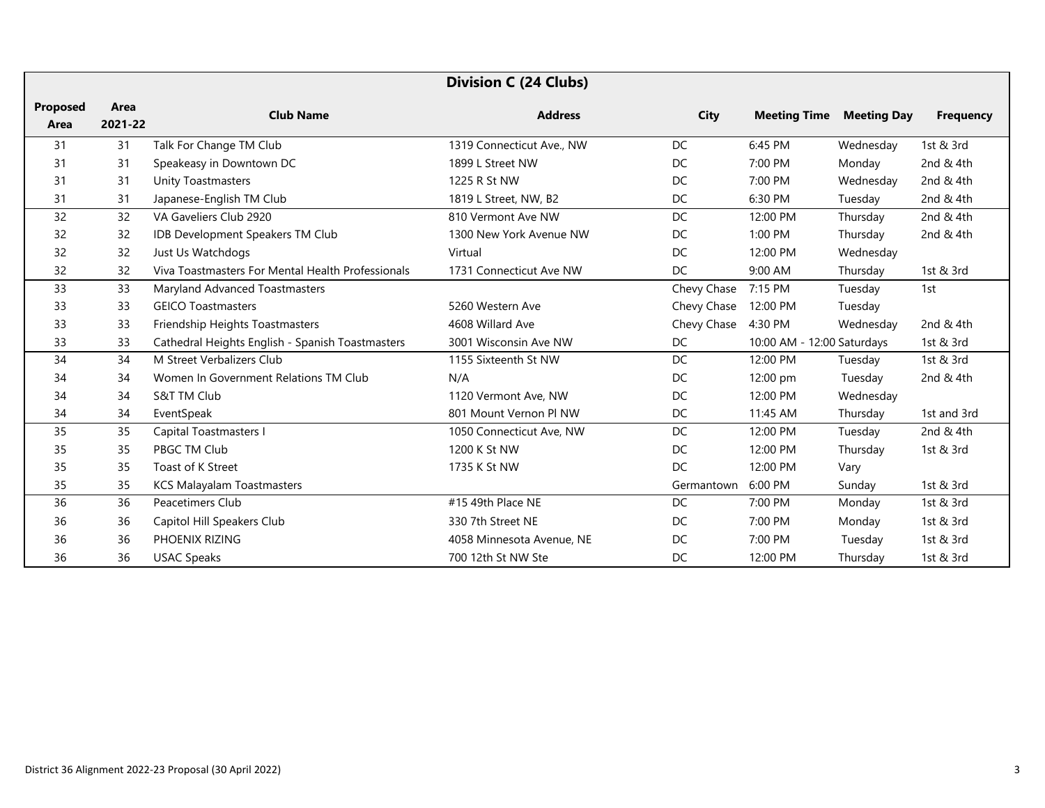## Division C (24 Clubs)

| Proposed Area | Area 2021-22 | Club Name | Address | City | Meeting Time | Meeting Day | Frequency |
|---|---|---|---|---|---|---|---|
| 31 | 31 | Talk For Change TM Club | 1319 Connecticut Ave., NW | DC | 6:45 PM | Wednesday | 1st & 3rd |
| 31 | 31 | Speakeasy in Downtown DC | 1899 L Street NW | DC | 7:00 PM | Monday | 2nd & 4th |
| 31 | 31 | Unity Toastmasters | 1225 R St NW | DC | 7:00 PM | Wednesday | 2nd & 4th |
| 31 | 31 | Japanese-English TM Club | 1819 L Street, NW, B2 | DC | 6:30 PM | Tuesday | 2nd & 4th |
| 32 | 32 | VA Gaveliers Club 2920 | 810 Vermont Ave NW | DC | 12:00 PM | Thursday | 2nd & 4th |
| 32 | 32 | IDB Development Speakers TM Club | 1300 New York Avenue NW | DC | 1:00 PM | Thursday | 2nd & 4th |
| 32 | 32 | Just Us Watchdogs | Virtual | DC | 12:00 PM | Wednesday | |
| 32 | 32 | Viva Toastmasters For Mental Health Professionals | 1731 Connecticut Ave NW | DC | 9:00 AM | Thursday | 1st & 3rd |
| 33 | 33 | Maryland Advanced Toastmasters | | Chevy Chase | 7:15 PM | Tuesday | 1st |
| 33 | 33 | GEICO Toastmasters | 5260 Western Ave | Chevy Chase | 12:00 PM | Tuesday | |
| 33 | 33 | Friendship Heights Toastmasters | 4608 Willard Ave | Chevy Chase | 4:30 PM | Wednesday | 2nd & 4th |
| 33 | 33 | Cathedral Heights English - Spanish Toastmasters | 3001 Wisconsin Ave NW | DC | 10:00 AM - 12:00 | Saturdays | 1st & 3rd |
| 34 | 34 | M Street Verbalizers Club | 1155 Sixteenth St NW | DC | 12:00 PM | Tuesday | 1st & 3rd |
| 34 | 34 | Women In Government Relations TM Club | N/A | DC | 12:00 pm | Tuesday | 2nd & 4th |
| 34 | 34 | S&T TM Club | 1120 Vermont Ave, NW | DC | 12:00 PM | Wednesday | |
| 34 | 34 | EventSpeak | 801 Mount Vernon Pl NW | DC | 11:45 AM | Thursday | 1st and 3rd |
| 35 | 35 | Capital Toastmasters I | 1050 Connecticut Ave, NW | DC | 12:00 PM | Tuesday | 2nd & 4th |
| 35 | 35 | PBGC TM Club | 1200 K St NW | DC | 12:00 PM | Thursday | 1st & 3rd |
| 35 | 35 | Toast of K Street | 1735 K St NW | DC | 12:00 PM | Vary | |
| 35 | 35 | KCS Malayalam Toastmasters | | Germantown | 6:00 PM | Sunday | 1st & 3rd |
| 36 | 36 | Peacetimers Club | #15 49th Place NE | DC | 7:00 PM | Monday | 1st & 3rd |
| 36 | 36 | Capitol Hill Speakers Club | 330 7th Street NE | DC | 7:00 PM | Monday | 1st & 3rd |
| 36 | 36 | PHOENIX RIZING | 4058 Minnesota Avenue, NE | DC | 7:00 PM | Tuesday | 1st & 3rd |
| 36 | 36 | USAC Speaks | 700 12th St NW Ste | DC | 12:00 PM | Thursday | 1st & 3rd |

District 36 Alignment 2022-23 Proposal (30 April 2022)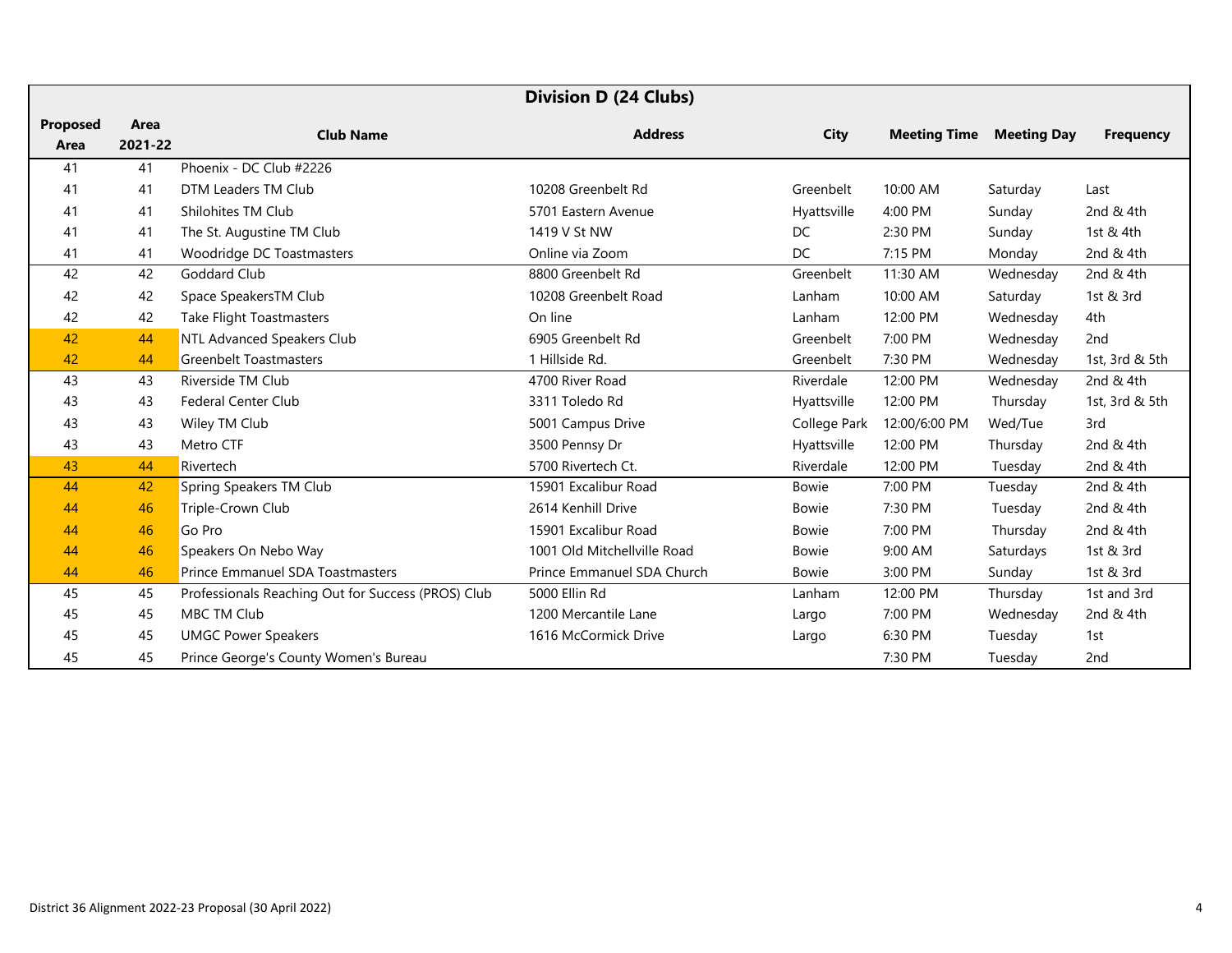| Division D (24 Clubs) | | | | | | | |
|---|---|---|---|---|---|---|---|
| **Proposed Area** | **Area 2021-22** | **Club Name** | **Address** | **City** | **Meeting Time** | **Meeting Day** | **Frequency** |
| 41 | 41 | Phoenix - DC Club #2226 | | | | | |
| 41 | 41 | DTM Leaders TM Club | 10208 Greenbelt Rd | Greenbelt | 10:00 AM | Saturday | Last |
| 41 | 41 | Shilohites TM Club | 5701 Eastern Avenue | Hyattsville | 4:00 PM | Sunday | 2nd & 4th |
| 41 | 41 | The St. Augustine TM Club | 1419 V St NW | DC | 2:30 PM | Sunday | 1st & 4th |
| 41 | 41 | Woodridge DC Toastmasters | Online via Zoom | DC | 7:15 PM | Monday | 2nd & 4th |
| 42 | 42 | Goddard Club | 8800 Greenbelt Rd | Greenbelt | 11:30 AM | Wednesday | 2nd & 4th |
| 42 | 42 | Space SpeakersTM Club | 10208 Greenbelt Road | Lanham | 10:00 AM | Saturday | 1st & 3rd |
| 42 | 42 | Take Flight Toastmasters | On line | Lanham | 12:00 PM | Wednesday | 4th |
| 42 | 44 | NTL Advanced Speakers Club | 6905 Greenbelt Rd | Greenbelt | 7:00 PM | Wednesday | 2nd |
| 42 | 44 | Greenbelt Toastmasters | 1 Hillside Rd. | Greenbelt | 7:30 PM | Wednesday | 1st, 3rd & 5th |
| 43 | 43 | Riverside TM Club | 4700 River Road | Riverdale | 12:00 PM | Wednesday | 2nd & 4th |
| 43 | 43 | Federal Center Club | 3311 Toledo Rd | Hyattsville | 12:00 PM | Thursday | 1st, 3rd & 5th |
| 43 | 43 | Wiley TM Club | 5001 Campus Drive | College Park | 12:00/6:00 PM | Wed/Tue | 3rd |
| 43 | 43 | Metro CTF | 3500 Pennsy Dr | Hyattsville | 12:00 PM | Thursday | 2nd & 4th |
| 43 | 44 | Rivertech | 5700 Rivertech Ct. | Riverdale | 12:00 PM | Tuesday | 2nd & 4th |
| 44 | 42 | Spring Speakers TM Club | 15901 Excalibur Road | Bowie | 7:00 PM | Tuesday | 2nd & 4th |
| 44 | 46 | Triple-Crown Club | 2614 Kenhill Drive | Bowie | 7:30 PM | Tuesday | 2nd & 4th |
| 44 | 46 | Go Pro | 15901 Excalibur Road | Bowie | 7:00 PM | Thursday | 2nd & 4th |
| 44 | 46 | Speakers On Nebo Way | 1001 Old Mitchellville Road | Bowie | 9:00 AM | Saturdays | 1st & 3rd |
| 44 | 46 | Prince Emmanuel SDA Toastmasters | Prince Emmanuel SDA Church | Bowie | 3:00 PM | Sunday | 1st & 3rd |
| 45 | 45 | Professionals Reaching Out for Success (PROS) Club | 5000 Ellin Rd | Lanham | 12:00 PM | Thursday | 1st and 3rd |
| 45 | 45 | MBC TM Club | 1200 Mercantile Lane | Largo | 7:00 PM | Wednesday | 2nd & 4th |
| 45 | 45 | UMGC Power Speakers | 1616 McCormick Drive | Largo | 6:30 PM | Tuesday | 1st |
| 45 | 45 | Prince George's County Women's Bureau | | | 7:30 PM | Tuesday | 2nd |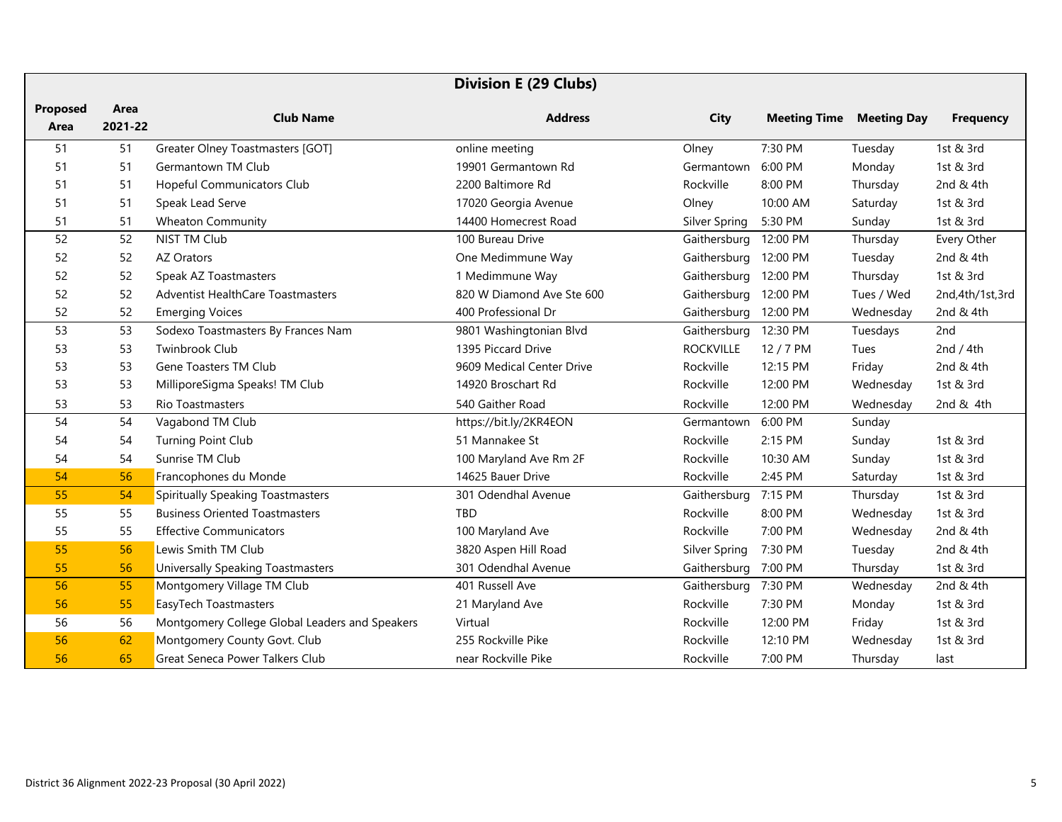| Division E (29 Clubs) | | | | | | | |
|---|---|---|---|---|---|---|---|
| Proposed Area | Area 2021-22 | Club Name | Address | City | Meeting Time | Meeting Day | Frequency |
| 51 | 51 | Greater Olney Toastmasters [GOT] | online meeting | Olney | 7:30 PM | Tuesday | 1st & 3rd |
| 51 | 51 | Germantown TM Club | 19901 Germantown Rd | Germantown | 6:00 PM | Monday | 1st & 3rd |
| 51 | 51 | Hopeful Communicators Club | 2200 Baltimore Rd | Rockville | 8:00 PM | Thursday | 2nd & 4th |
| 51 | 51 | Speak Lead Serve | 17020 Georgia Avenue | Olney | 10:00 AM | Saturday | 1st & 3rd |
| 51 | 51 | Wheaton Community | 14400 Homecrest Road | Silver Spring | 5:30 PM | Sunday | 1st & 3rd |
| 52 | 52 | NIST TM Club | 100 Bureau Drive | Gaithersburg | 12:00 PM | Thursday | Every Other |
| 52 | 52 | AZ Orators | One Medimmune Way | Gaithersburg | 12:00 PM | Tuesday | 2nd & 4th |
| 52 | 52 | Speak AZ Toastmasters | 1 Medimmune Way | Gaithersburg | 12:00 PM | Thursday | 1st & 3rd |
| 52 | 52 | Adventist HealthCare Toastmasters | 820 W Diamond Ave Ste 600 | Gaithersburg | 12:00 PM | Tues / Wed | 2nd,4th/1st,3rd |
| 52 | 52 | Emerging Voices | 400 Professional Dr | Gaithersburg | 12:00 PM | Wednesday | 2nd & 4th |
| 53 | 53 | Sodexo Toastmasters By Frances Nam | 9801 Washingtonian Blvd | Gaithersburg | 12:30 PM | Tuesdays | 2nd |
| 53 | 53 | Twinbrook Club | 1395 Piccard Drive | ROCKVILLE | 12 / 7 PM | Tues | 2nd / 4th |
| 53 | 53 | Gene Toasters TM Club | 9609 Medical Center Drive | Rockville | 12:15 PM | Friday | 2nd & 4th |
| 53 | 53 | MilliporeSigma Speaks! TM Club | 14920 Broschart Rd | Rockville | 12:00 PM | Wednesday | 1st & 3rd |
| 53 | 53 | Rio Toastmasters | 540 Gaither Road | Rockville | 12:00 PM | Wednesday | 2nd & 4th |
| 54 | 54 | Vagabond TM Club | https://bit.ly/2KR4EON | Germantown | 6:00 PM | Sunday | |
| 54 | 54 | Turning Point Club | 51 Mannakee St | Rockville | 2:15 PM | Sunday | 1st & 3rd |
| 54 | 54 | Sunrise TM Club | 100 Maryland Ave Rm 2F | Rockville | 10:30 AM | Sunday | 1st & 3rd |
| 54 | 56 | Francophones du Monde | 14625 Bauer Drive | Rockville | 2:45 PM | Saturday | 1st & 3rd |
| 55 | 54 | Spiritually Speaking Toastmasters | 301 Odendhal Avenue | Gaithersburg | 7:15 PM | Thursday | 1st & 3rd |
| 55 | 55 | Business Oriented Toastmasters | TBD | Rockville | 8:00 PM | Wednesday | 1st & 3rd |
| 55 | 55 | Effective Communicators | 100 Maryland Ave | Rockville | 7:00 PM | Wednesday | 2nd & 4th |
| 55 | 56 | Lewis Smith TM Club | 3820 Aspen Hill Road | Silver Spring | 7:30 PM | Tuesday | 2nd & 4th |
| 55 | 56 | Universally Speaking Toastmasters | 301 Odendhal Avenue | Gaithersburg | 7:00 PM | Thursday | 1st & 3rd |
| 56 | 55 | Montgomery Village TM Club | 401 Russell Ave | Gaithersburg | 7:30 PM | Wednesday | 2nd & 4th |
| 56 | 55 | EasyTech Toastmasters | 21 Maryland Ave | Rockville | 7:30 PM | Monday | 1st & 3rd |
| 56 | 56 | Montgomery College Global Leaders and Speakers | Virtual | Rockville | 12:00 PM | Friday | 1st & 3rd |
| 56 | 62 | Montgomery County Govt. Club | 255 Rockville Pike | Rockville | 12:10 PM | Wednesday | 1st & 3rd |
| 56 | 65 | Great Seneca Power Talkers Club | near Rockville Pike | Rockville | 7:00 PM | Thursday | last |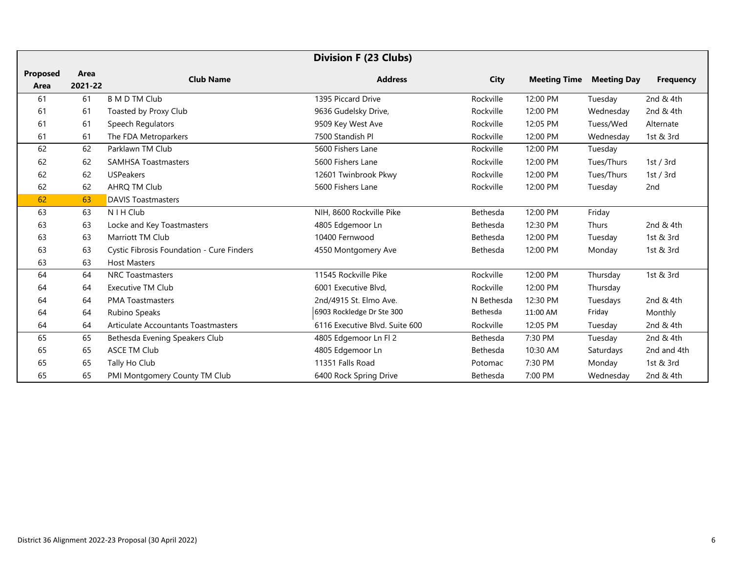| Division F (23 Clubs) | | | | | | | |
|---|---|---|---|---|---|---|---|
| **Proposed Area** | **Area 2021-22** | **Club Name** | **Address** | **City** | **Meeting Time** | **Meeting Day** | **Frequency** |
| 61 | 61 | B M D TM Club | 1395 Piccard Drive | Rockville | 12:00 PM | Tuesday | 2nd & 4th |
| 61 | 61 | Toasted by Proxy Club | 9636 Gudelsky Drive, | Rockville | 12:00 PM | Wednesday | 2nd & 4th |
| 61 | 61 | Speech Regulators | 9509 Key West Ave | Rockville | 12:05 PM | Tuess/Wed | Alternate |
| 61 | 61 | The FDA Metroparkers | 7500 Standish Pl | Rockville | 12:00 PM | Wednesday | 1st & 3rd |
| 62 | 62 | Parklawn TM Club | 5600 Fishers Lane | Rockville | 12:00 PM | Tuesday | |
| 62 | 62 | SAMHSA Toastmasters | 5600 Fishers Lane | Rockville | 12:00 PM | Tues/Thurs | 1st / 3rd |
| 62 | 62 | USPeakers | 12601 Twinbrook Pkwy | Rockville | 12:00 PM | Tues/Thurs | 1st / 3rd |
| 62 | 62 | AHRQ TM Club | 5600 Fishers Lane | Rockville | 12:00 PM | Tuesday | 2nd |
| 62 | 63 | DAVIS Toastmasters | | | | | |
| 63 | 63 | N I H Club | NIH, 8600 Rockville Pike | Bethesda | 12:00 PM | Friday | |
| 63 | 63 | Locke and Key Toastmasters | 4805 Edgemoor Ln | Bethesda | 12:30 PM | Thurs | 2nd & 4th |
| 63 | 63 | Marriott TM Club | 10400 Fernwood | Bethesda | 12:00 PM | Tuesday | 1st & 3rd |
| 63 | 63 | Cystic Fibrosis Foundation - Cure Finders | 4550 Montgomery Ave | Bethesda | 12:00 PM | Monday | 1st & 3rd |
| 63 | 63 | Host Masters | | | | | |
| 64 | 64 | NRC Toastmasters | 11545 Rockville Pike | Rockville | 12:00 PM | Thursday | 1st & 3rd |
| 64 | 64 | Executive TM Club | 6001 Executive Blvd, | Rockville | 12:00 PM | Thursday | |
| 64 | 64 | PMA Toastmasters | 2nd/4915 St. Elmo Ave. | N Bethesda | 12:30 PM | Tuesdays | 2nd & 4th |
| 64 | 64 | Rubino Speaks | 6903 Rockledge Dr Ste 300 | Bethesda | 11:00 AM | Friday | Monthly |
| 64 | 64 | Articulate Accountants Toastmasters | 6116 Executive Blvd. Suite 600 | Rockville | 12:05 PM | Tuesday | 2nd & 4th |
| 65 | 65 | Bethesda Evening Speakers Club | 4805 Edgemoor Ln Fl 2 | Bethesda | 7:30 PM | Tuesday | 2nd & 4th |
| 65 | 65 | ASCE TM Club | 4805 Edgemoor Ln | Bethesda | 10:30 AM | Saturdays | 2nd and 4th |
| 65 | 65 | Tally Ho Club | 11351 Falls Road | Potomac | 7:30 PM | Monday | 1st & 3rd |
| 65 | 65 | PMI Montgomery County TM Club | 6400 Rock Spring Drive | Bethesda | 7:00 PM | Wednesday | 2nd & 4th |

District 36 Alignment 2022-23 Proposal (30 April 2022)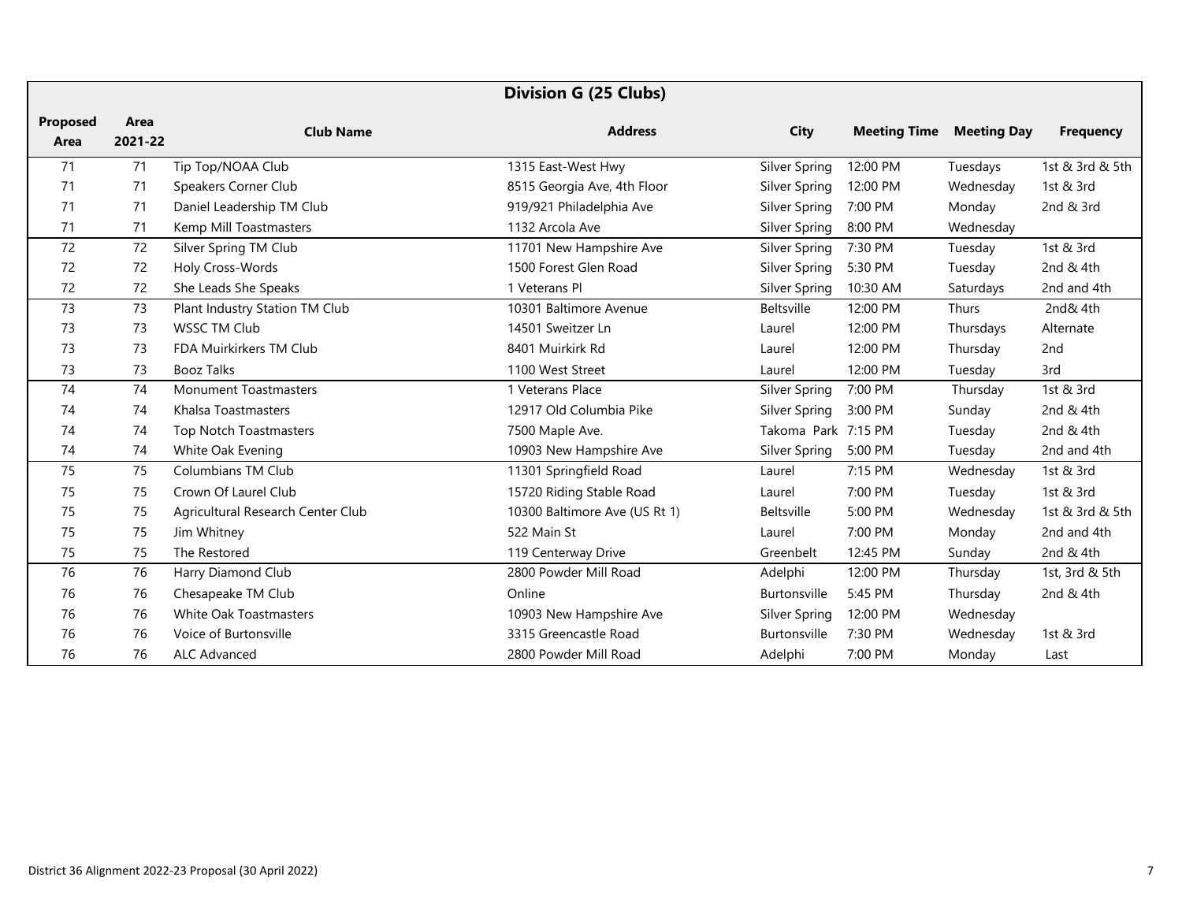| Division G (25 Clubs) | | | | | | | |
|---|---|---|---|---|---|---|---|
| **Proposed Area** | **Area 2021-22** | **Club Name** | **Address** | **City** | **Meeting Time** | **Meeting Day** | **Frequency** |
| 71 | 71 | Tip Top/NOAA Club | 1315 East-West Hwy | Silver Spring | 12:00 PM | Tuesdays | 1st & 3rd & 5th |
| 71 | 71 | Speakers Corner Club | 8515 Georgia Ave, 4th Floor | Silver Spring | 12:00 PM | Wednesday | 1st & 3rd |
| 71 | 71 | Daniel Leadership TM Club | 919/921 Philadelphia Ave | Silver Spring | 7:00 PM | Monday | 2nd & 3rd |
| 71 | 71 | Kemp Mill Toastmasters | 1132 Arcola Ave | Silver Spring | 8:00 PM | Wednesday | |
| 72 | 72 | Silver Spring TM Club | 11701 New Hampshire Ave | Silver Spring | 7:30 PM | Tuesday | 1st & 3rd |
| 72 | 72 | Holy Cross-Words | 1500 Forest Glen Road | Silver Spring | 5:30 PM | Tuesday | 2nd & 4th |
| 72 | 72 | She Leads She Speaks | 1 Veterans Pl | Silver Spring | 10:30 AM | Saturdays | 2nd and 4th |
| 73 | 73 | Plant Industry Station TM Club | 10301 Baltimore Avenue | Beltsville | 12:00 PM | Thurs | 2nd& 4th |
| 73 | 73 | WSSC TM Club | 14501 Sweitzer Ln | Laurel | 12:00 PM | Thursdays | Alternate |
| 73 | 73 | FDA Muirkirkers TM Club | 8401 Muirkirk Rd | Laurel | 12:00 PM | Thursday | 2nd |
| 73 | 73 | Booz Talks | 1100 West Street | Laurel | 12:00 PM | Tuesday | 3rd |
| 74 | 74 | Monument Toastmasters | 1 Veterans Place | Silver Spring | 7:00 PM | Thursday | 1st & 3rd |
| 74 | 74 | Khalsa Toastmasters | 12917 Old Columbia Pike | Silver Spring | 3:00 PM | Sunday | 2nd & 4th |
| 74 | 74 | Top Notch Toastmasters | 7500 Maple Ave. | Takoma Park | 7:15 PM | Tuesday | 2nd & 4th |
| 74 | 74 | White Oak Evening | 10903 New Hampshire Ave | Silver Spring | 5:00 PM | Tuesday | 2nd and 4th |
| 75 | 75 | Columbians TM Club | 11301 Springfield Road | Laurel | 7:15 PM | Wednesday | 1st & 3rd |
| 75 | 75 | Crown Of Laurel Club | 15720 Riding Stable Road | Laurel | 7:00 PM | Tuesday | 1st & 3rd |
| 75 | 75 | Agricultural Research Center Club | 10300 Baltimore Ave (US Rt 1) | Beltsville | 5:00 PM | Wednesday | 1st & 3rd & 5th |
| 75 | 75 | Jim Whitney | 522 Main St | Laurel | 7:00 PM | Monday | 2nd and 4th |
| 75 | 75 | The Restored | 119 Centerway Drive | Greenbelt | 12:45 PM | Sunday | 2nd & 4th |
| 76 | 76 | Harry Diamond Club | 2800 Powder Mill Road | Adelphi | 12:00 PM | Thursday | 1st, 3rd & 5th |
| 76 | 76 | Chesapeake TM Club | Online | Burtonsville | 5:45 PM | Thursday | 2nd & 4th |
| 76 | 76 | White Oak Toastmasters | 10903 New Hampshire Ave | Silver Spring | 12:00 PM | Wednesday | |
| 76 | 76 | Voice of Burtonsville | 3315 Greencastle Road | Burtonsville | 7:30 PM | Wednesday | 1st & 3rd |
| 76 | 76 | ALC Advanced | 2800 Powder Mill Road | Adelphi | 7:00 PM | Monday | Last |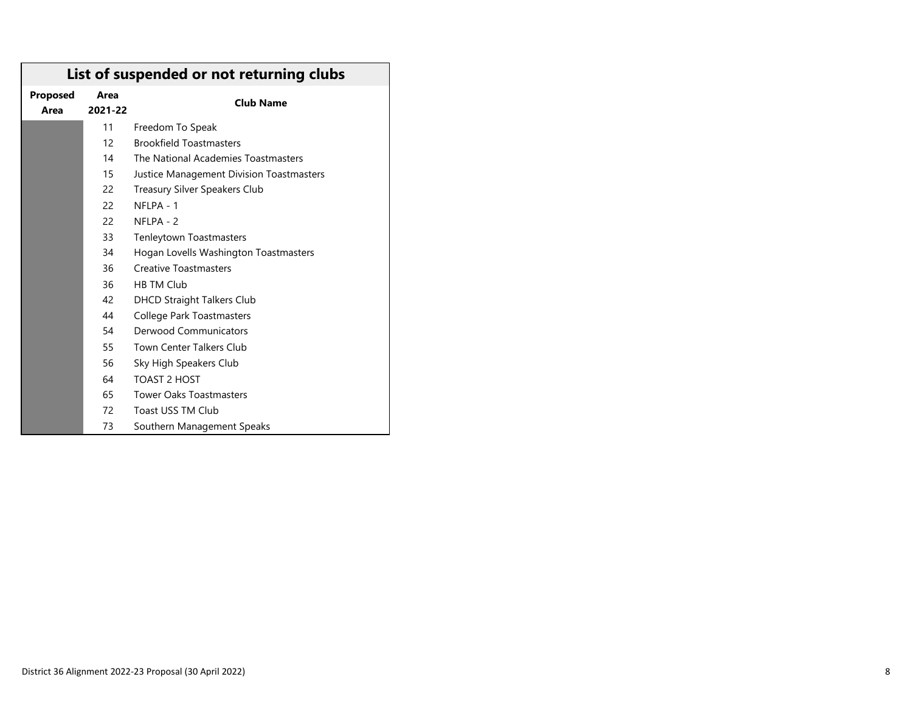## List of suspended or not returning clubs

| Proposed Area | Area 2021-22 | Club Name |
|---|---|---|
| | 11 | Freedom To Speak |
| | 12 | Brookfield Toastmasters |
| | 14 | The National Academies Toastmasters |
| | 15 | Justice Management Division Toastmasters |
| | 22 | Treasury Silver Speakers Club |
| | 22 | NFLPA - 1 |
| | 22 | NFLPA - 2 |
| | 33 | Tenleytown Toastmasters |
| | 34 | Hogan Lovells Washington Toastmasters |
| | 36 | Creative Toastmasters |
| | 36 | HB TM Club |
| | 42 | DHCD Straight Talkers Club |
| | 44 | College Park Toastmasters |
| | 54 | Derwood Communicators |
| | 55 | Town Center Talkers Club |
| | 56 | Sky High Speakers Club |
| | 64 | TOAST 2 HOST |
| | 65 | Tower Oaks Toastmasters |
| | 72 | Toast USS TM Club |
| | 73 | Southern Management Speaks |